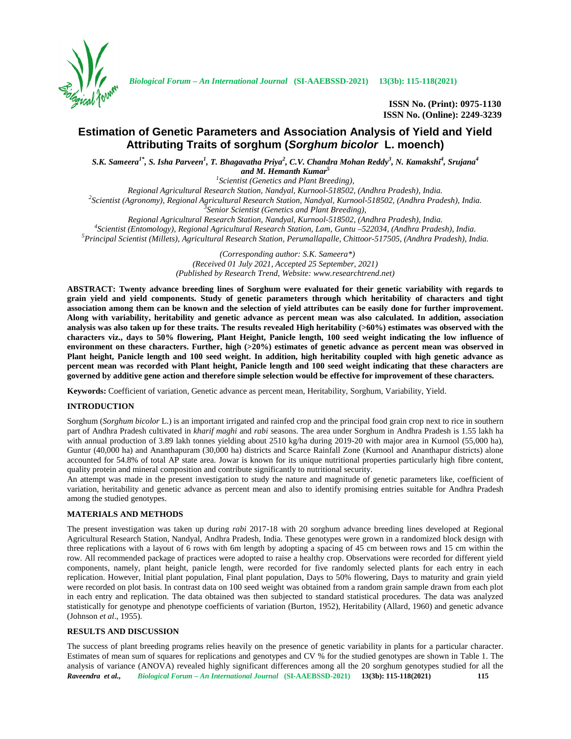# Estimation of Genetic Parameters and Association Analysis of Yield and Yield Attributing Traits of sorghum (*Sorghum bicolor* L. moench)

*S.K. Sameera[1*], S. Isha Parveen[1], T. Bhagavatha Priya[2], C.V. Chandra Mohan Reddy[3], N. Kamakshi[4], Srujana[4] and M. Hemanth Kumar[5]*

[1]*Scientist (Genetics and Plant Breeding), Regional Agricultural Research Station, Nandyal, Kurnool-518502, (Andhra Pradesh), India.*
[2]*Scientist (Agronomy), Regional Agricultural Research Station, Nandyal, Kurnool-518502, (Andhra Pradesh), India.*
[3]*Senior Scientist (Genetics and Plant Breeding), Regional Agricultural Research Station, Nandyal, Kurnool-518502, (Andhra Pradesh), India.*
[4]*Scientist (Entomology), Regional Agricultural Research Station, Lam, Guntu –522034, (Andhra Pradesh), India.*
[5]*Principal Scientist (Millets), Agricultural Research Station, Perumallapalle, Chittoor-517505, (Andhra Pradesh), India.*

*(Corresponding author: S.K. Sameera\*)*
*(Received 01 July 2021, Accepted 25 September, 2021)*
*(Published by Research Trend, Website: www.researchtrend.net)*

**ABSTRACT: Twenty advance breeding lines of Sorghum were evaluated for their genetic variability with regards to grain yield and yield components. Study of genetic parameters through which heritability of characters and tight association among them can be known and the selection of yield attributes can be easily done for further improvement. Along with variability, heritability and genetic advance as percent mean was also calculated. In addition, association analysis was also taken up for these traits. The results revealed High heritability (>60%) estimates was observed with the characters viz., days to 50% flowering, Plant Height, Panicle length, 100 seed weight indicating the low influence of environment on these characters. Further, high (>20%) estimates of genetic advance as percent mean was observed in Plant height, Panicle length and 100 seed weight. In addition, high heritability coupled with high genetic advance as percent mean was recorded with Plant height, Panicle length and 100 seed weight indicating that these characters are governed by additive gene action and therefore simple selection would be effective for improvement of these characters.**

**Keywords:** Coefficient of variation, Genetic advance as percent mean, Heritability, Sorghum, Variability, Yield.

## INTRODUCTION

Sorghum (*Sorghum bicolor* L.) is an important irrigated and rainfed crop and the principal food grain crop next to rice in southern part of Andhra Pradesh cultivated in *kharif maghi* and *rabi* seasons. The area under Sorghum in Andhra Pradesh is 1.55 lakh ha with annual production of 3.89 lakh tonnes yielding about 2510 kg/ha during 2019-20 with major area in Kurnool (55,000 ha), Guntur (40,000 ha) and Ananthapuram (30,000 ha) districts and Scarce Rainfall Zone (Kurnool and Ananthapur districts) alone accounted for 54.8% of total AP state area. Jowar is known for its unique nutritional properties particularly high fibre content, quality protein and mineral composition and contribute significantly to nutritional security.

An attempt was made in the present investigation to study the nature and magnitude of genetic parameters like, coefficient of variation, heritability and genetic advance as percent mean and also to identify promising entries suitable for Andhra Pradesh among the studied genotypes.

## MATERIALS AND METHODS

The present investigation was taken up during *rabi* 2017-18 with 20 sorghum advance breeding lines developed at Regional Agricultural Research Station, Nandyal, Andhra Pradesh, India. These genotypes were grown in a randomized block design with three replications with a layout of 6 rows with 6m length by adopting a spacing of 45 cm between rows and 15 cm within the row. All recommended package of practices were adopted to raise a healthy crop. Observations were recorded for different yield components, namely, plant height, panicle length, were recorded for five randomly selected plants for each entry in each replication. However, Initial plant population, Final plant population, Days to 50% flowering, Days to maturity and grain yield were recorded on plot basis. In contrast data on 100 seed weight was obtained from a random grain sample drawn from each plot in each entry and replication. The data obtained was then subjected to standard statistical procedures. The data was analyzed statistically for genotype and phenotype coefficients of variation (Burton, 1952), Heritability (Allard, 1960) and genetic advance (Johnson *et al*., 1955).

## RESULTS AND DISCUSSION

The success of plant breeding programs relies heavily on the presence of genetic variability in plants for a particular character. Estimates of mean sum of squares for replications and genotypes and CV % for the studied genotypes are shown in Table 1. The analysis of variance (ANOVA) revealed highly significant differences among all the 20 sorghum genotypes studied for all the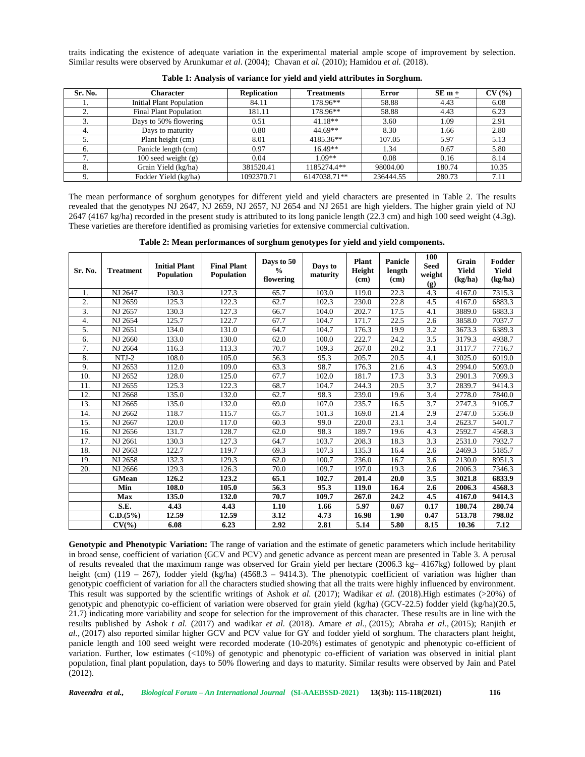traits indicating the existence of adequate variation in the experimental material ample scope of improvement by selection. Similar results were observed by Arunkumar *et al*. (2004); Chavan *et al.* (2010); Hamidou *et al.* (2018).

**Table 1: Analysis of variance for yield and yield attributes in Sorghum.**

| Sr. No. | Character | Replication | Treatments | Error | SE m ± | CV (%) |
|---|---|---|---|---|---|---|
| 1. | Initial Plant Population | 84.11 | 178.96** | 58.88 | 4.43 | 6.08 |
| 2. | Final Plant Population | 181.11 | 178.96** | 58.88 | 4.43 | 6.23 |
| 3. | Days to 50% flowering | 0.51 | 41.18** | 3.60 | 1.09 | 2.91 |
| 4. | Days to maturity | 0.80 | 44.69** | 8.30 | 1.66 | 2.80 |
| 5. | Plant height (cm) | 8.01 | 4185.36** | 107.05 | 5.97 | 5.13 |
| 6. | Panicle length (cm) | 0.97 | 16.49** | 1.34 | 0.67 | 5.80 |
| 7. | 100 seed weight (g) | 0.04 | 1.09** | 0.08 | 0.16 | 8.14 |
| 8. | Grain Yield (kg/ha) | 381520.41 | 1185274.4** | 98004.00 | 180.74 | 10.35 |
| 9. | Fodder Yield (kg/ha) | 1092370.71 | 6147038.71** | 236444.55 | 280.73 | 7.11 |

The mean performance of sorghum genotypes for different yield and yield characters are presented in Table 2. The results revealed that the genotypes NJ 2647, NJ 2659, NJ 2657, NJ 2654 and NJ 2651 are high yielders. The higher grain yield of NJ 2647 (4167 kg/ha) recorded in the present study is attributed to its long panicle length (22.3 cm) and high 100 seed weight (4.3g). These varieties are therefore identified as promising varieties for extensive commercial cultivation.

**Table 2: Mean performances of sorghum genotypes for yield and yield components.**

| Sr. No. | Treatment | Initial Plant Population | Final Plant Population | Days to 50 % flowering | Days to maturity | Plant Height (cm) | Panicle length (cm) | 100 Seed weight (g) | Grain Yield (kg/ha) | Fodder Yield (kg/ha) |
|---|---|---|---|---|---|---|---|---|---|---|
| 1. | NJ 2647 | 130.3 | 127.3 | 65.7 | 103.0 | 119.0 | 22.3 | 4.3 | 4167.0 | 7315.3 |
| 2. | NJ 2659 | 125.3 | 122.3 | 62.7 | 102.3 | 230.0 | 22.8 | 4.5 | 4167.0 | 6883.3 |
| 3. | NJ 2657 | 130.3 | 127.3 | 66.7 | 104.0 | 202.7 | 17.5 | 4.1 | 3889.0 | 6883.3 |
| 4. | NJ 2654 | 125.7 | 122.7 | 67.7 | 104.7 | 171.7 | 22.5 | 2.6 | 3858.0 | 7037.7 |
| 5. | NJ 2651 | 134.0 | 131.0 | 64.7 | 104.7 | 176.3 | 19.9 | 3.2 | 3673.3 | 6389.3 |
| 6. | NJ 2660 | 133.0 | 130.0 | 62.0 | 100.0 | 222.7 | 24.2 | 3.5 | 3179.3 | 4938.7 |
| 7. | NJ 2664 | 116.3 | 113.3 | 70.7 | 109.3 | 267.0 | 20.2 | 3.1 | 3117.7 | 7716.7 |
| 8. | NTJ-2 | 108.0 | 105.0 | 56.3 | 95.3 | 205.7 | 20.5 | 4.1 | 3025.0 | 6019.0 |
| 9. | NJ 2653 | 112.0 | 109.0 | 63.3 | 98.7 | 176.3 | 21.6 | 4.3 | 2994.0 | 5093.0 |
| 10. | NJ 2652 | 128.0 | 125.0 | 67.7 | 102.0 | 181.7 | 17.3 | 3.3 | 2901.3 | 7099.3 |
| 11. | NJ 2655 | 125.3 | 122.3 | 68.7 | 104.7 | 244.3 | 20.5 | 3.7 | 2839.7 | 9414.3 |
| 12. | NJ 2668 | 135.0 | 132.0 | 62.7 | 98.3 | 239.0 | 19.6 | 3.4 | 2778.0 | 7840.0 |
| 13. | NJ 2665 | 135.0 | 132.0 | 69.0 | 107.0 | 235.7 | 16.5 | 3.7 | 2747.3 | 9105.7 |
| 14. | NJ 2662 | 118.7 | 115.7 | 65.7 | 101.3 | 169.0 | 21.4 | 2.9 | 2747.0 | 5556.0 |
| 15. | NJ 2667 | 120.0 | 117.0 | 60.3 | 99.0 | 220.0 | 23.1 | 3.4 | 2623.7 | 5401.7 |
| 16. | NJ 2656 | 131.7 | 128.7 | 62.0 | 98.3 | 189.7 | 19.6 | 4.3 | 2592.7 | 4568.3 |
| 17. | NJ 2661 | 130.3 | 127.3 | 64.7 | 103.7 | 208.3 | 18.3 | 3.3 | 2531.0 | 7932.7 |
| 18. | NJ 2663 | 122.7 | 119.7 | 69.3 | 107.3 | 135.3 | 16.4 | 2.6 | 2469.3 | 5185.7 |
| 19. | NJ 2658 | 132.3 | 129.3 | 62.0 | 100.7 | 236.0 | 16.7 | 3.6 | 2130.0 | 8951.3 |
| 20. | NJ 2666 | 129.3 | 126.3 | 70.0 | 109.7 | 197.0 | 19.3 | 2.6 | 2006.3 | 7346.3 |
| | **GMean** | **126.2** | **123.2** | **65.1** | **102.7** | **201.4** | **20.0** | **3.5** | **3021.8** | **6833.9** |
| | **Min** | **108.0** | **105.0** | **56.3** | **95.3** | **119.0** | **16.4** | **2.6** | **2006.3** | **4568.3** |
| | **Max** | **135.0** | **132.0** | **70.7** | **109.7** | **267.0** | **24.2** | **4.5** | **4167.0** | **9414.3** |
| | **S.E.** | **4.43** | **4.43** | **1.10** | **1.66** | **5.97** | **0.67** | **0.17** | **180.74** | **280.74** |
| | **C.D.(5%)** | **12.59** | **12.59** | **3.12** | **4.73** | **16.98** | **1.90** | **0.47** | **513.78** | **798.02** |
| | **CV(%)** | **6.08** | **6.23** | **2.92** | **2.81** | **5.14** | **5.80** | **8.15** | **10.36** | **7.12** |

**Genotypic and Phenotypic Variation:** The range of variation and the estimate of genetic parameters which include heritability in broad sense, coefficient of variation (GCV and PCV) and genetic advance as percent mean are presented in Table 3. A perusal of results revealed that the maximum range was observed for Grain yield per hectare (2006.3 kg– 4167kg) followed by plant height (cm) (119 – 267), fodder yield (kg/ha) (4568.3 – 9414.3). The phenotypic coefficient of variation was higher than genotypic coefficient of variation for all the characters studied showing that all the traits were highly influenced by environment. This result was supported by the scientific writings of Ashok *et al.* (2017); Wadikar *et al.* (2018).High estimates (>20%) of genotypic and phenotypic co-efficient of variation were observed for grain yield (kg/ha) (GCV-22.5) fodder yield (kg/ha)(20.5, 21.7) indicating more variability and scope for selection for the improvement of this character. These results are in line with the results published by Ashok *t al.* (2017) and wadikar *et al.* (2018). Amare *et al.,* (2015); Abraha *et al.,* (2015); Ranjith *et al.,* (2017) also reported similar higher GCV and PCV value for GY and fodder yield of sorghum. The characters plant height, panicle length and 100 seed weight were recorded moderate (10-20%) estimates of genotypic and phenotypic co-efficient of variation. Further, low estimates (<10%) of genotypic and phenotypic co-efficient of variation was observed in initial plant population, final plant population, days to 50% flowering and days to maturity. Similar results were observed by Jain and Patel (2012).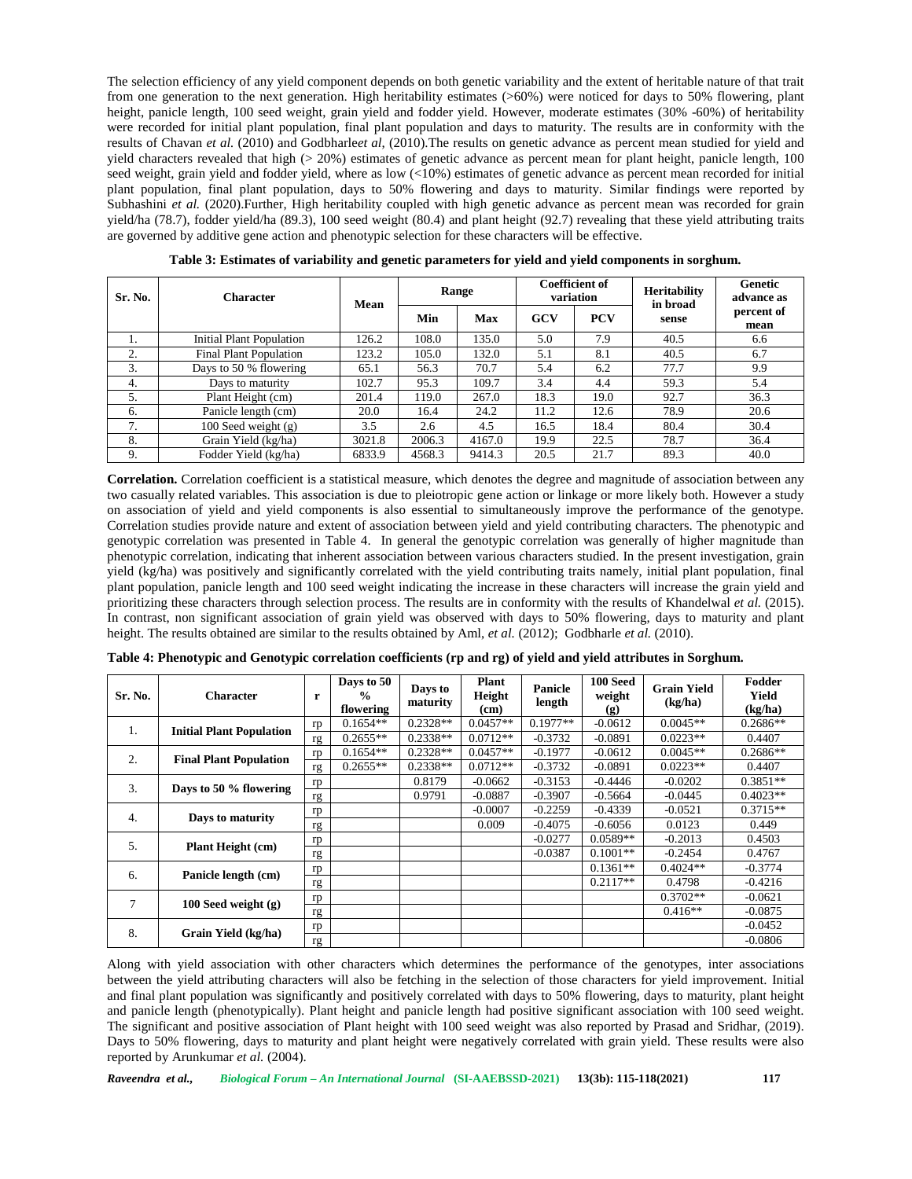The selection efficiency of any yield component depends on both genetic variability and the extent of heritable nature of that trait from one generation to the next generation. High heritability estimates (>60%) were noticed for days to 50% flowering, plant height, panicle length, 100 seed weight, grain yield and fodder yield. However, moderate estimates (30% -60%) of heritability were recorded for initial plant population, final plant population and days to maturity. The results are in conformity with the results of Chavan *et al.* (2010) and Godbharle*et al*, (2010).The results on genetic advance as percent mean studied for yield and yield characters revealed that high (> 20%) estimates of genetic advance as percent mean for plant height, panicle length, 100 seed weight, grain yield and fodder yield, where as low (<10%) estimates of genetic advance as percent mean recorded for initial plant population, final plant population, days to 50% flowering and days to maturity. Similar findings were reported by Subhashini *et al.* (2020).Further, High heritability coupled with high genetic advance as percent mean was recorded for grain yield/ha (78.7), fodder yield/ha (89.3), 100 seed weight (80.4) and plant height (92.7) revealing that these yield attributing traits are governed by additive gene action and phenotypic selection for these characters will be effective.

**Table 3: Estimates of variability and genetic parameters for yield and yield components in sorghum.**

| Sr. No. | Character | Mean | Range | | Coefficient of variation | | Heritability in broad sense | Genetic advance as percent of mean |
|---|---|---|---|---|---|---|---|---|
| | | | Min | Max | GCV | PCV | | |
| 1. | Initial Plant Population | 126.2 | 108.0 | 135.0 | 5.0 | 7.9 | 40.5 | 6.6 |
| 2. | Final Plant Population | 123.2 | 105.0 | 132.0 | 5.1 | 8.1 | 40.5 | 6.7 |
| 3. | Days to 50 % flowering | 65.1 | 56.3 | 70.7 | 5.4 | 6.2 | 77.7 | 9.9 |
| 4. | Days to maturity | 102.7 | 95.3 | 109.7 | 3.4 | 4.4 | 59.3 | 5.4 |
| 5. | Plant Height (cm) | 201.4 | 119.0 | 267.0 | 18.3 | 19.0 | 92.7 | 36.3 |
| 6. | Panicle length (cm) | 20.0 | 16.4 | 24.2 | 11.2 | 12.6 | 78.9 | 20.6 |
| 7. | 100 Seed weight (g) | 3.5 | 2.6 | 4.5 | 16.5 | 18.4 | 80.4 | 30.4 |
| 8. | Grain Yield (kg/ha) | 3021.8 | 2006.3 | 4167.0 | 19.9 | 22.5 | 78.7 | 36.4 |
| 9. | Fodder Yield (kg/ha) | 6833.9 | 4568.3 | 9414.3 | 20.5 | 21.7 | 89.3 | 40.0 |

**Correlation.** Correlation coefficient is a statistical measure, which denotes the degree and magnitude of association between any two casually related variables. This association is due to pleiotropic gene action or linkage or more likely both. However a study on association of yield and yield components is also essential to simultaneously improve the performance of the genotype. Correlation studies provide nature and extent of association between yield and yield contributing characters. The phenotypic and genotypic correlation was presented in Table 4. In general the genotypic correlation was generally of higher magnitude than phenotypic correlation, indicating that inherent association between various characters studied. In the present investigation, grain yield (kg/ha) was positively and significantly correlated with the yield contributing traits namely, initial plant population, final plant population, panicle length and 100 seed weight indicating the increase in these characters will increase the grain yield and prioritizing these characters through selection process. The results are in conformity with the results of Khandelwal *et al.* (2015). In contrast, non significant association of grain yield was observed with days to 50% flowering, days to maturity and plant height. The results obtained are similar to the results obtained by Aml, *et al.* (2012); Godbharle *et al.* (2010).

**Table 4: Phenotypic and Genotypic correlation coefficients (rp and rg) of yield and yield attributes in Sorghum.**

| Sr. No. | Character | r | Days to 50 % flowering | Days to maturity | Plant Height (cm) | Panicle length | 100 Seed weight (g) | Grain Yield (kg/ha) | Fodder Yield (kg/ha) |
|---|---|---|---|---|---|---|---|---|---|
| 1. | **Initial Plant Population** | rp | 0.1654** | 0.2328** | 0.0457** | 0.1977** | -0.0612 | 0.0045** | 0.2686** |
| | | rg | 0.2655** | 0.2338** | 0.0712** | -0.3732 | -0.0891 | 0.0223** | 0.4407 |
| 2. | **Final Plant Population** | rp | 0.1654** | 0.2328** | 0.0457** | -0.1977 | -0.0612 | 0.0045** | 0.2686** |
| | | rg | 0.2655** | 0.2338** | 0.0712** | -0.3732 | -0.0891 | 0.0223** | 0.4407 |
| 3. | **Days to 50 % flowering** | rp | | 0.8179 | -0.0662 | -0.3153 | -0.4446 | -0.0202 | 0.3851** |
| | | rg | | 0.9791 | -0.0887 | -0.3907 | -0.5664 | -0.0445 | 0.4023** |
| 4. | **Days to maturity** | rp | | | -0.0007 | -0.2259 | -0.4339 | -0.0521 | 0.3715** |
| | | rg | | | 0.009 | -0.4075 | -0.6056 | 0.0123 | 0.449 |
| 5. | **Plant Height (cm)** | rp | | | | -0.0277 | 0.0589** | -0.2013 | 0.4503 |
| | | rg | | | | -0.0387 | 0.1001** | -0.2454 | 0.4767 |
| 6. | **Panicle length (cm)** | rp | | | | | 0.1361** | 0.4024** | -0.3774 |
| | | rg | | | | | 0.2117** | 0.4798 | -0.4216 |
| 7 | **100 Seed weight (g)** | rp | | | | | | 0.3702** | -0.0621 |
| | | rg | | | | | | 0.416** | -0.0875 |
| 8. | **Grain Yield (kg/ha)** | rp | | | | | | | -0.0452 |
| | | rg | | | | | | | -0.0806 |

Along with yield association with other characters which determines the performance of the genotypes, inter associations between the yield attributing characters will also be fetching in the selection of those characters for yield improvement. Initial and final plant population was significantly and positively correlated with days to 50% flowering, days to maturity, plant height and panicle length (phenotypically). Plant height and panicle length had positive significant association with 100 seed weight. The significant and positive association of Plant height with 100 seed weight was also reported by Prasad and Sridhar, (2019). Days to 50% flowering, days to maturity and plant height were negatively correlated with grain yield. These results were also reported by Arunkumar *et al.* (2004).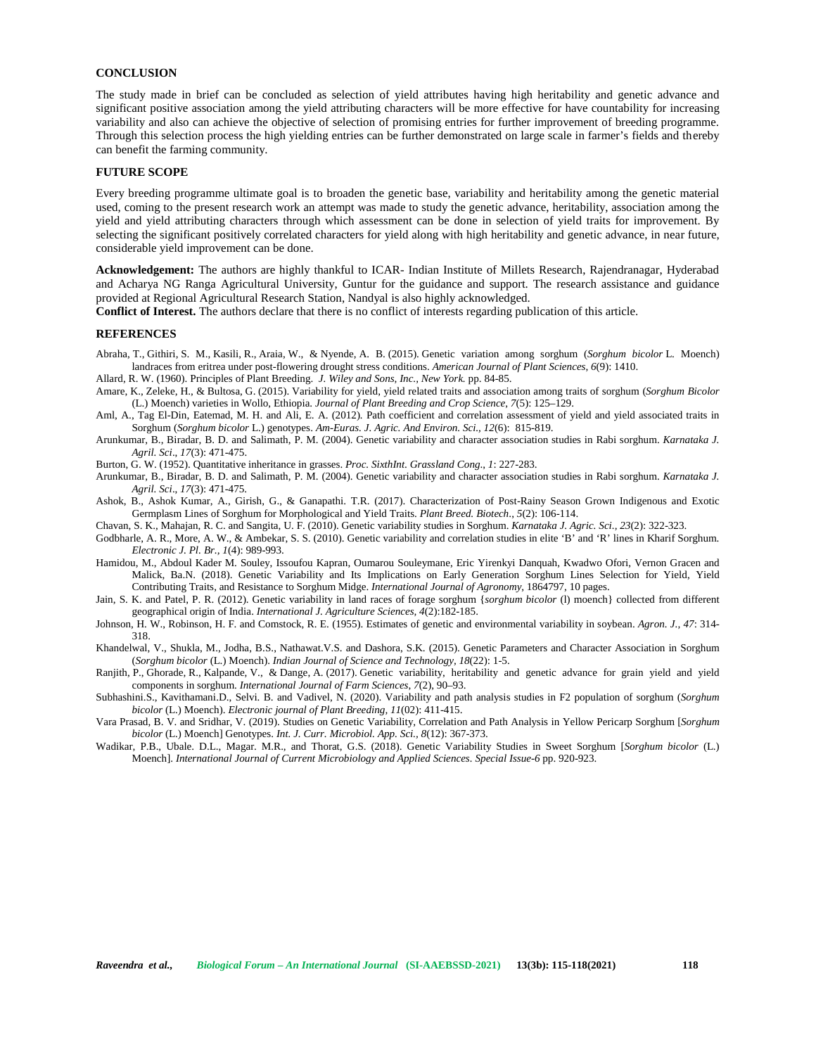## CONCLUSION

The study made in brief can be concluded as selection of yield attributes having high heritability and genetic advance and significant positive association among the yield attributing characters will be more effective for have countability for increasing variability and also can achieve the objective of selection of promising entries for further improvement of breeding programme. Through this selection process the high yielding entries can be further demonstrated on large scale in farmer's fields and thereby can benefit the farming community.

## FUTURE SCOPE

Every breeding programme ultimate goal is to broaden the genetic base, variability and heritability among the genetic material used, coming to the present research work an attempt was made to study the genetic advance, heritability, association among the yield and yield attributing characters through which assessment can be done in selection of yield traits for improvement. By selecting the significant positively correlated characters for yield along with high heritability and genetic advance, in near future, considerable yield improvement can be done.

**Acknowledgement:** The authors are highly thankful to ICAR- Indian Institute of Millets Research, Rajendranagar, Hyderabad and Acharya NG Ranga Agricultural University, Guntur for the guidance and support. The research assistance and guidance provided at Regional Agricultural Research Station, Nandyal is also highly acknowledged.

**Conflict of Interest.** The authors declare that there is no conflict of interests regarding publication of this article.

## REFERENCES

Abraha, T., Githiri, S. M., Kasili, R., Araia, W., & Nyende, A. B. (2015). Genetic variation among sorghum (*Sorghum bicolor* L. Moench) landraces from eritrea under post-flowering drought stress conditions. *American Journal of Plant Sciences*, *6*(9): 1410.

Allard, R. W. (1960). Principles of Plant Breeding. *J. Wiley and Sons, Inc., New York.* pp. 84-85.

Amare, K., Zeleke, H., & Bultosa, G. (2015). Variability for yield, yield related traits and association among traits of sorghum (*Sorghum Bicolor* (L.) Moench) varieties in Wollo, Ethiopia. *Journal of Plant Breeding and Crop Science*, *7*(5): 125–129.

Aml, A., Tag El-Din, Eatemad, M. H. and Ali, E. A. (2012). Path coefficient and correlation assessment of yield and yield associated traits in Sorghum (*Sorghum bicolor* L.) genotypes. *Am-Euras. J. Agric. And Environ. Sci., 12*(6): 815-819.

Arunkumar, B., Biradar, B. D. and Salimath, P. M. (2004). Genetic variability and character association studies in Rabi sorghum. *Karnataka J. Agril. Sci*., *17*(3): 471-475.

Burton, G. W. (1952). Quantitative inheritance in grasses. *Proc. SixthInt. Grassland Cong.*, *1*: 227-283.

Arunkumar, B., Biradar, B. D. and Salimath, P. M. (2004). Genetic variability and character association studies in Rabi sorghum. *Karnataka J. Agril. Sci*., *17*(3): 471-475.

Ashok, B., Ashok Kumar, A., Girish, G., & Ganapathi. T.R. (2017). Characterization of Post-Rainy Season Grown Indigenous and Exotic Germplasm Lines of Sorghum for Morphological and Yield Traits. *Plant Breed. Biotech*., *5*(2): 106-114.

Chavan, S. K., Mahajan, R. C. and Sangita, U. F. (2010). Genetic variability studies in Sorghum. *Karnataka J. Agric. Sci., 23*(2): 322-323.

Godbharle, A. R., More, A. W., & Ambekar, S. S. (2010). Genetic variability and correlation studies in elite 'B' and 'R' lines in Kharif Sorghum. *Electronic J. Pl. Br., 1*(4): 989-993.

Hamidou, M., Abdoul Kader M. Souley, Issoufou Kapran, Oumarou Souleymane, Eric Yirenkyi Danquah, Kwadwo Ofori, Vernon Gracen and Malick, Ba.N. (2018). Genetic Variability and Its Implications on Early Generation Sorghum Lines Selection for Yield, Yield Contributing Traits, and Resistance to Sorghum Midge. *International Journal of Agronomy*, 1864797, 10 pages.

Jain, S. K. and Patel, P. R. (2012). Genetic variability in land races of forage sorghum {*sorghum bicolor* (l) moench} collected from different geographical origin of India. *International J. Agriculture Sciences, 4*(2):182-185.

Johnson, H. W., Robinson, H. F. and Comstock, R. E. (1955). Estimates of genetic and environmental variability in soybean. *Agron. J., 47*: 314-318.

Khandelwal, V., Shukla, M., Jodha, B.S., Nathawat.V.S. and Dashora, S.K. (2015). Genetic Parameters and Character Association in Sorghum (*Sorghum bicolor* (L.) Moench). *Indian Journal of Science and Technology*, *18*(22): 1-5.

Ranjith, P., Ghorade, R., Kalpande, V., & Dange, A. (2017). Genetic variability, heritability and genetic advance for grain yield and yield components in sorghum. *International Journal of Farm Sciences*, *7*(2), 90–93.

Subhashini.S., Kavithamani.D., Selvi. B. and Vadivel, N. (2020). Variability and path analysis studies in F2 population of sorghum (*Sorghum bicolor* (L.) Moench). *Electronic journal of Plant Breeding, 11*(02): 411-415.

Vara Prasad, B. V. and Sridhar, V. (2019). Studies on Genetic Variability, Correlation and Path Analysis in Yellow Pericarp Sorghum [*Sorghum bicolor* (L.) Moench] Genotypes. *Int. J. Curr. Microbiol. App. Sci., 8*(12): 367-373.

Wadikar, P.B., Ubale. D.L., Magar. M.R., and Thorat, G.S. (2018). Genetic Variability Studies in Sweet Sorghum [*Sorghum bicolor* (L.) Moench]. *International Journal of Current Microbiology and Applied Sciences*. *Special Issue-6* pp. 920-923.